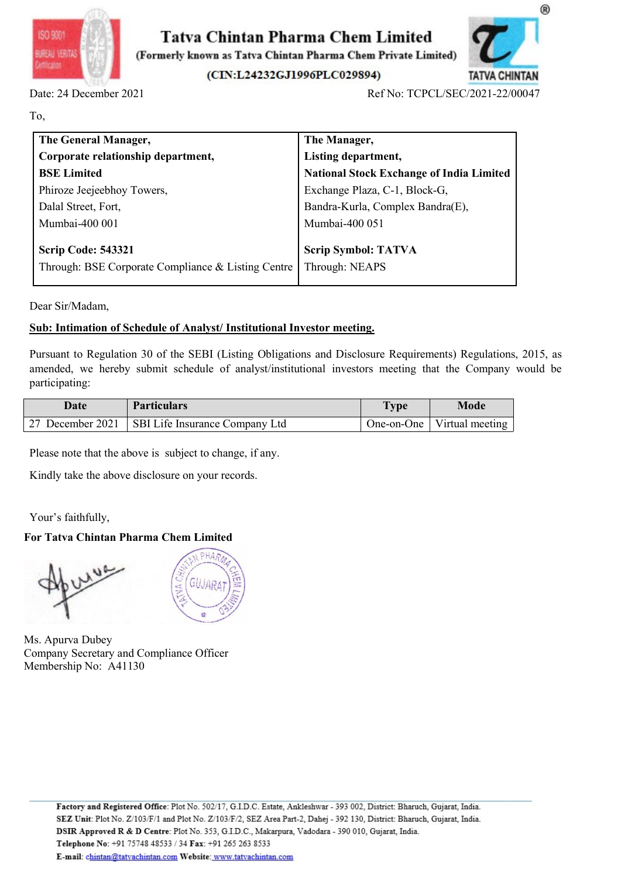# Tatva Chintan Pharma Chem Limited

**(Formerly known as Tatva Chintan Pharma Chem Private Limited)**

**(CIN:L24232GJ1996PLC029894)**

Date: 24 December 2021

Ref No: TCPCL/SEC/2021-22/00047

To,

| **The General Manager,** | **The Manager,** |
|---|---|
| **Corporate relationship department,** | **Listing department,** |
| **BSE Limited** | **National Stock Exchange of India Limited** |
| Phiroze Jeejeebhoy Towers, | Exchange Plaza, C-1, Block-G, |
| Dalal Street, Fort, | Bandra-Kurla, Complex Bandra(E), |
| Mumbai-400 001 | Mumbai-400 051 |
| **Scrip Code: 543321** | **Scrip Symbol: TATVA** |
| Through: BSE Corporate Compliance & Listing Centre | Through: NEAPS |

Dear Sir/Madam,

**Sub: Intimation of Schedule of Analyst/ Institutional Investor meeting.**

Pursuant to Regulation 30 of the SEBI (Listing Obligations and Disclosure Requirements) Regulations, 2015, as amended, we hereby submit schedule of analyst/institutional investors meeting that the Company would be participating:

| Date | Particulars | Type | Mode |
|---|---|---|---|
| 27 December 2021 | SBI Life Insurance Company Ltd | One-on-One | Virtual meeting |

Please note that the above is subject to change, if any.

Kindly take the above disclosure on your records.

Your's faithfully,

**For Tatva Chintan Pharma Chem Limited**

Ms. Apurva Dubey
Company Secretary and Compliance Officer
Membership No: A41130

**Factory and Registered Office**: Plot No. 502/17, G.I.D.C. Estate, Ankleshwar - 393 002, District: Bharuch, Gujarat, India.
**SEZ Unit**: Plot No. Z/103/F/1 and Plot No. Z/103/F/2, SEZ Area Part-2, Dahej - 392 130, District: Bharuch, Gujarat, India.
**DSIR Approved R & D Centre**: Plot No. 353, G.I.D.C., Makarpura, Vadodara - 390 010, Gujarat, India.
**Telephone No**: +91 75748 48533 / 34 **Fax**: +91 265 263 8533
**E-mail**: chintan@tatvachintan.com **Website**: www.tatvachintan.com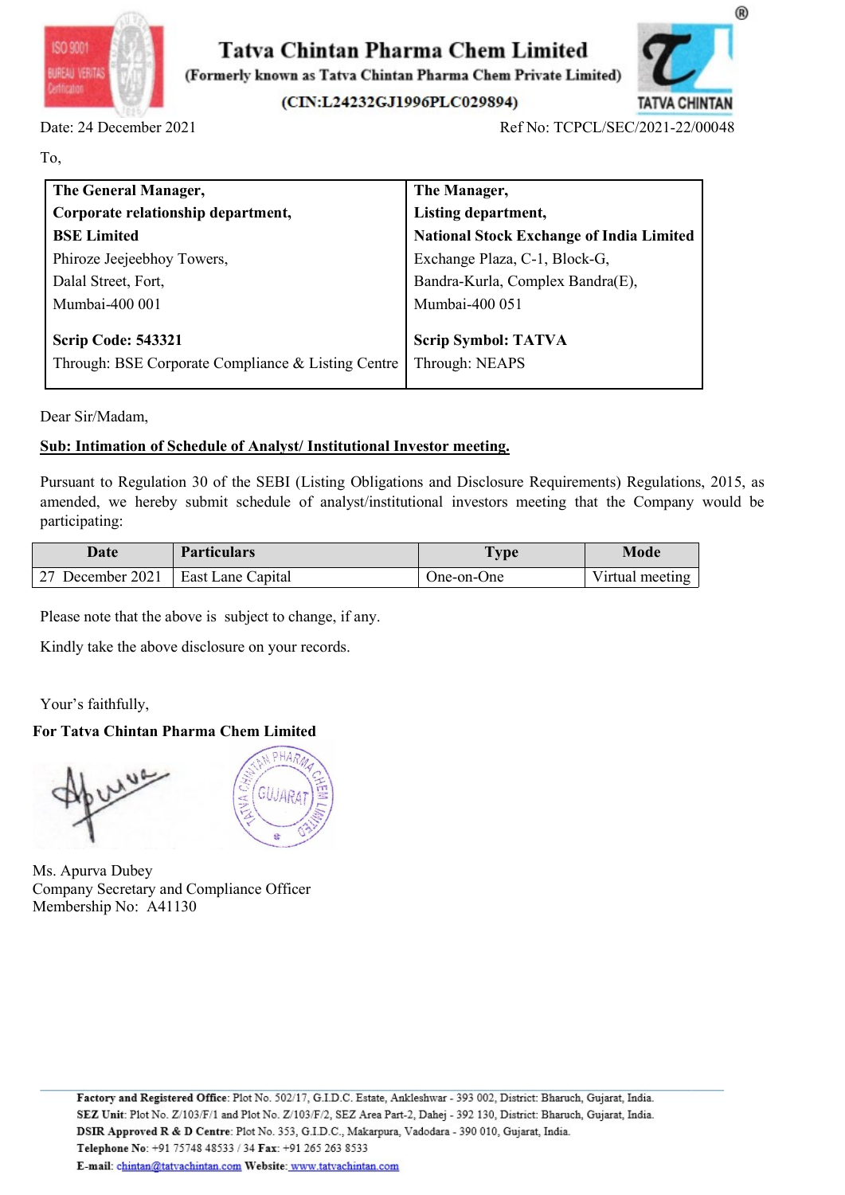# Tatva Chintan Pharma Chem Limited

**(Formerly known as Tatva Chintan Pharma Chem Private Limited)**

**(CIN:L24232GJ1996PLC029894)**

Date: 24 December 2021

Ref No: TCPCL/SEC/2021-22/00048

To,

| | |
|---|---|
| **The General Manager,**<br>**Corporate relationship department,**<br>**BSE Limited**<br>Phiroze Jeejeebhoy Towers,<br>Dalal Street, Fort,<br>Mumbai-400 001<br><br>**Scrip Code: 543321**<br>Through: BSE Corporate Compliance & Listing Centre | **The Manager,**<br>**Listing department,**<br>**National Stock Exchange of India Limited**<br>Exchange Plaza, C-1, Block-G,<br>Bandra-Kurla, Complex Bandra(E),<br>Mumbai-400 051<br><br>**Scrip Symbol: TATVA**<br>Through: NEAPS |

Dear Sir/Madam,

**Sub: Intimation of Schedule of Analyst/ Institutional Investor meeting.**

Pursuant to Regulation 30 of the SEBI (Listing Obligations and Disclosure Requirements) Regulations, 2015, as amended, we hereby submit schedule of analyst/institutional investors meeting that the Company would be participating:

| Date | Particulars | Type | Mode |
|---|---|---|---|
| 27 December 2021 | East Lane Capital | One-on-One | Virtual meeting |

Please note that the above is subject to change, if any.

Kindly take the above disclosure on your records.

Your's faithfully,

**For Tatva Chintan Pharma Chem Limited**

Ms. Apurva Dubey
Company Secretary and Compliance Officer
Membership No: A41130

**Factory and Registered Office**: Plot No. 502/17, G.I.D.C. Estate, Ankleshwar - 393 002, District: Bharuch, Gujarat, India.
**SEZ Unit**: Plot No. Z/103/F/1 and Plot No. Z/103/F/2, SEZ Area Part-2, Dahej - 392 130, District: Bharuch, Gujarat, India.
**DSIR Approved R & D Centre**: Plot No. 353, G.I.D.C., Makarpura, Vadodara - 390 010, Gujarat, India.
**Telephone No**: +91 75748 48533 / 34 **Fax**: +91 265 263 8533
**E-mail**: chintan@tatvachintan.com **Website**: www.tatvachintan.com